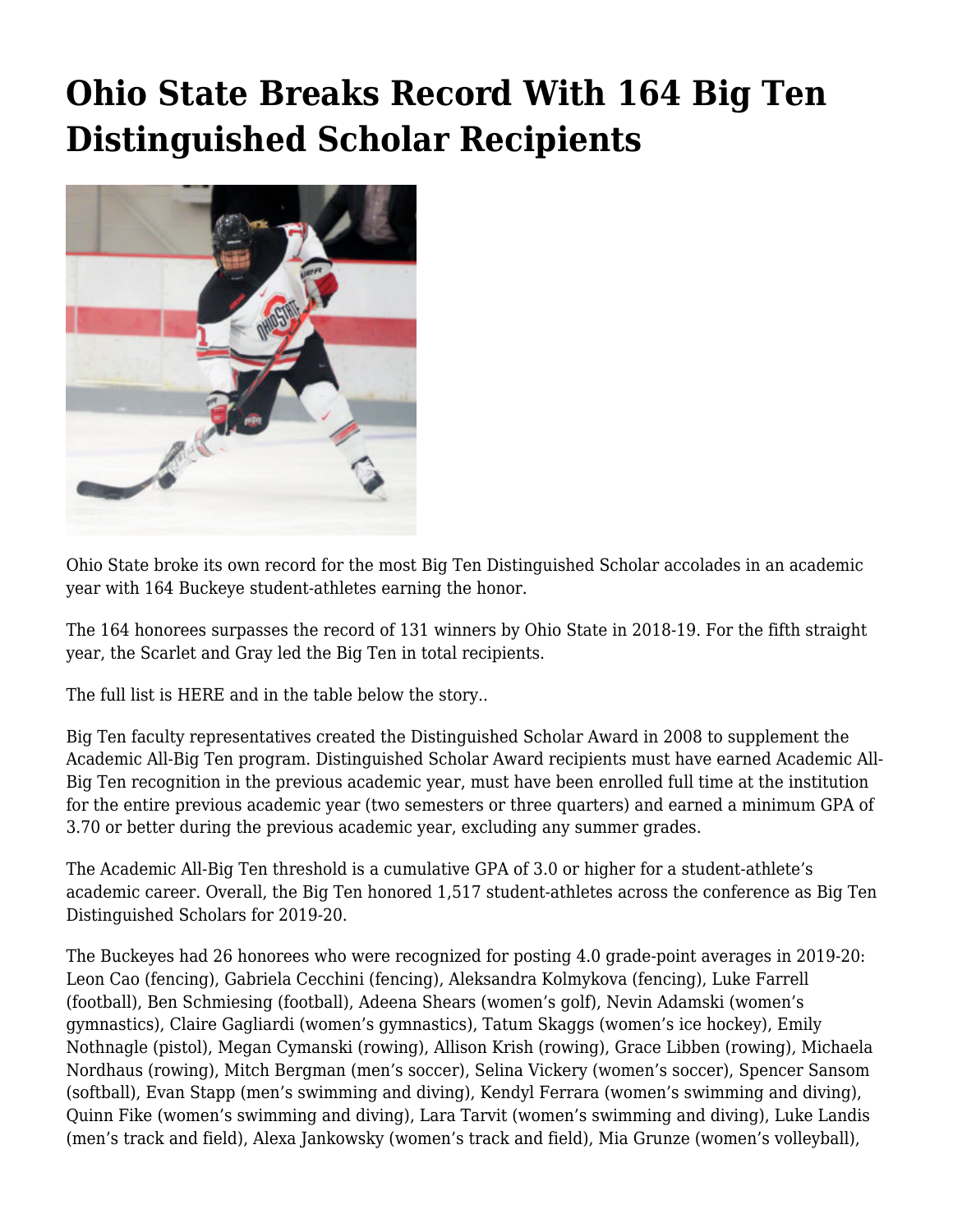# Ohio State Breaks Record With 164 Big Ten Distinguished Scholar Recipients

Ohio State broke its own record for the most Big Ten Distinguished Scholar accolades in an academic year with 164 Buckeye student-athletes earning the honor.

The 164 honorees surpasses the record of 131 winners by Ohio State in 2018-19. For the fifth straight year, the Scarlet and Gray led the Big Ten in total recipients.

The full list is HERE and in the table below the story..

Big Ten faculty representatives created the Distinguished Scholar Award in 2008 to supplement the Academic All-Big Ten program. Distinguished Scholar Award recipients must have earned Academic All-Big Ten recognition in the previous academic year, must have been enrolled full time at the institution for the entire previous academic year (two semesters or three quarters) and earned a minimum GPA of 3.70 or better during the previous academic year, excluding any summer grades.

The Academic All-Big Ten threshold is a cumulative GPA of 3.0 or higher for a student-athlete's academic career. Overall, the Big Ten honored 1,517 student-athletes across the conference as Big Ten Distinguished Scholars for 2019-20.

The Buckeyes had 26 honorees who were recognized for posting 4.0 grade-point averages in 2019-20: Leon Cao (fencing), Gabriela Cecchini (fencing), Aleksandra Kolmykova (fencing), Luke Farrell (football), Ben Schmiesing (football), Adeena Shears (women's golf), Nevin Adamski (women's gymnastics), Claire Gagliardi (women's gymnastics), Tatum Skaggs (women's ice hockey), Emily Nothnagle (pistol), Megan Cymanski (rowing), Allison Krish (rowing), Grace Libben (rowing), Michaela Nordhaus (rowing), Mitch Bergman (men's soccer), Selina Vickery (women's soccer), Spencer Sansom (softball), Evan Stapp (men's swimming and diving), Kendyl Ferrara (women's swimming and diving), Quinn Fike (women's swimming and diving), Lara Tarvit (women's swimming and diving), Luke Landis (men's track and field), Alexa Jankowsky (women's track and field), Mia Grunze (women's volleyball),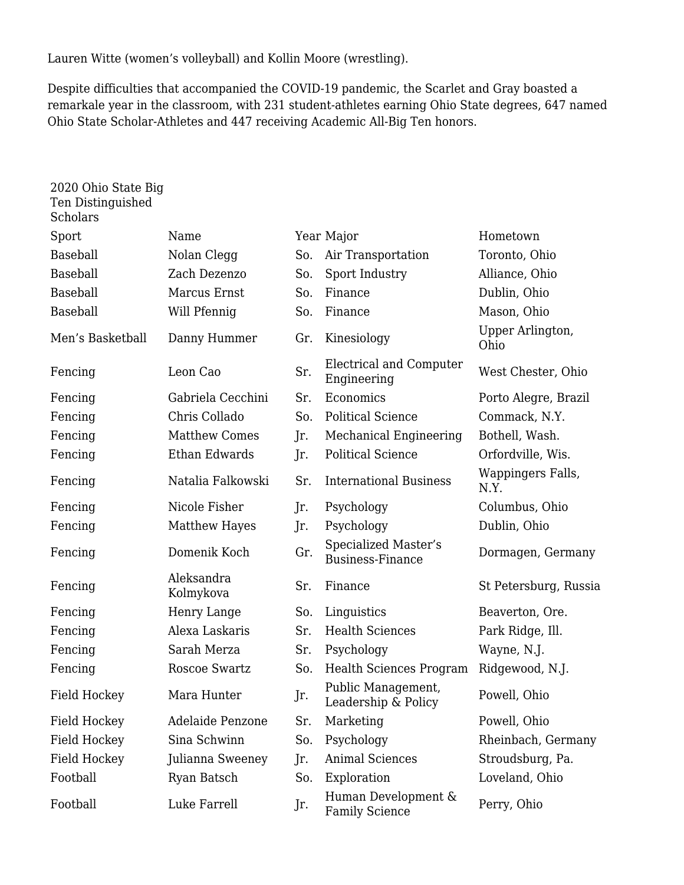Lauren Witte (women’s volleyball) and Kollin Moore (wrestling).

Despite difficulties that accompanied the COVID-19 pandemic, the Scarlet and Gray boasted a remarkale year in the classroom, with 231 student-athletes earning Ohio State degrees, 647 named Ohio State Scholar-Athletes and 447 receiving Academic All-Big Ten honors.

| 2020 Ohio State Big Ten Distinguished Scholars | | | | |
|---|---|---|---|---|
| Sport | Name | Year | Major | Hometown |
| Baseball | Nolan Clegg | So. | Air Transportation | Toronto, Ohio |
| Baseball | Zach Dezenzo | So. | Sport Industry | Alliance, Ohio |
| Baseball | Marcus Ernst | So. | Finance | Dublin, Ohio |
| Baseball | Will Pfennig | So. | Finance | Mason, Ohio |
| Men’s Basketball | Danny Hummer | Gr. | Kinesiology | Upper Arlington, Ohio |
| Fencing | Leon Cao | Sr. | Electrical and Computer Engineering | West Chester, Ohio |
| Fencing | Gabriela Cecchini | Sr. | Economics | Porto Alegre, Brazil |
| Fencing | Chris Collado | So. | Political Science | Commack, N.Y. |
| Fencing | Matthew Comes | Jr. | Mechanical Engineering | Bothell, Wash. |
| Fencing | Ethan Edwards | Jr. | Political Science | Orfordville, Wis. |
| Fencing | Natalia Falkowski | Sr. | International Business | Wappingers Falls, N.Y. |
| Fencing | Nicole Fisher | Jr. | Psychology | Columbus, Ohio |
| Fencing | Matthew Hayes | Jr. | Psychology | Dublin, Ohio |
| Fencing | Domenik Koch | Gr. | Specialized Master’s Business-Finance | Dormagen, Germany |
| Fencing | Aleksandra Kolmykova | Sr. | Finance | St Petersburg, Russia |
| Fencing | Henry Lange | So. | Linguistics | Beaverton, Ore. |
| Fencing | Alexa Laskaris | Sr. | Health Sciences | Park Ridge, Ill. |
| Fencing | Sarah Merza | Sr. | Psychology | Wayne, N.J. |
| Fencing | Roscoe Swartz | So. | Health Sciences Program | Ridgewood, N.J. |
| Field Hockey | Mara Hunter | Jr. | Public Management, Leadership & Policy | Powell, Ohio |
| Field Hockey | Adelaide Penzone | Sr. | Marketing | Powell, Ohio |
| Field Hockey | Sina Schwinn | So. | Psychology | Rheinbach, Germany |
| Field Hockey | Julianna Sweeney | Jr. | Animal Sciences | Stroudsburg, Pa. |
| Football | Ryan Batsch | So. | Exploration | Loveland, Ohio |
| Football | Luke Farrell | Jr. | Human Development & Family Science | Perry, Ohio |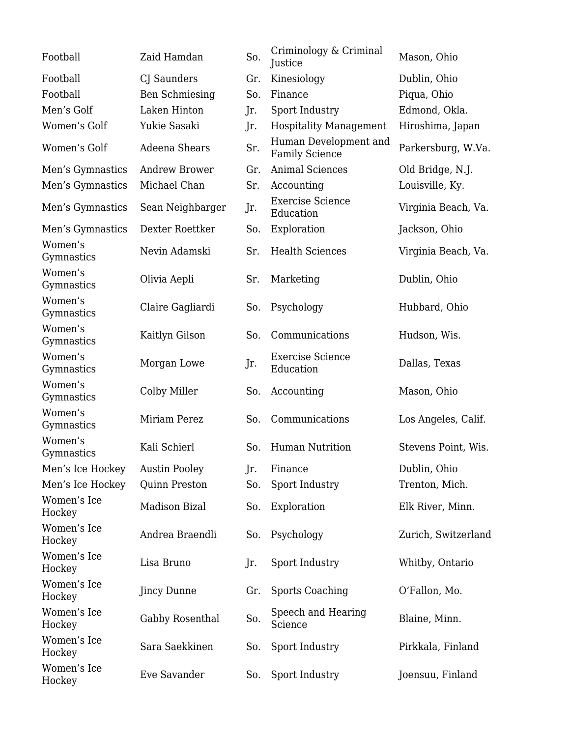| | | | | |
|---|---|---|---|---|
| Football | Zaid Hamdan | So. | Criminology & Criminal Justice | Mason, Ohio |
| Football | CJ Saunders | Gr. | Kinesiology | Dublin, Ohio |
| Football | Ben Schmiesing | So. | Finance | Piqua, Ohio |
| Men’s Golf | Laken Hinton | Jr. | Sport Industry | Edmond, Okla. |
| Women’s Golf | Yukie Sasaki | Jr. | Hospitality Management | Hiroshima, Japan |
| Women’s Golf | Adeena Shears | Sr. | Human Development and Family Science | Parkersburg, W.Va. |
| Men’s Gymnastics | Andrew Brower | Gr. | Animal Sciences | Old Bridge, N.J. |
| Men’s Gymnastics | Michael Chan | Sr. | Accounting | Louisville, Ky. |
| Men’s Gymnastics | Sean Neighbarger | Jr. | Exercise Science Education | Virginia Beach, Va. |
| Men’s Gymnastics | Dexter Roettker | So. | Exploration | Jackson, Ohio |
| Women’s Gymnastics | Nevin Adamski | Sr. | Health Sciences | Virginia Beach, Va. |
| Women’s Gymnastics | Olivia Aepli | Sr. | Marketing | Dublin, Ohio |
| Women’s Gymnastics | Claire Gagliardi | So. | Psychology | Hubbard, Ohio |
| Women’s Gymnastics | Kaitlyn Gilson | So. | Communications | Hudson, Wis. |
| Women’s Gymnastics | Morgan Lowe | Jr. | Exercise Science Education | Dallas, Texas |
| Women’s Gymnastics | Colby Miller | So. | Accounting | Mason, Ohio |
| Women’s Gymnastics | Miriam Perez | So. | Communications | Los Angeles, Calif. |
| Women’s Gymnastics | Kali Schierl | So. | Human Nutrition | Stevens Point, Wis. |
| Men’s Ice Hockey | Austin Pooley | Jr. | Finance | Dublin, Ohio |
| Men’s Ice Hockey | Quinn Preston | So. | Sport Industry | Trenton, Mich. |
| Women’s Ice Hockey | Madison Bizal | So. | Exploration | Elk River, Minn. |
| Women’s Ice Hockey | Andrea Braendli | So. | Psychology | Zurich, Switzerland |
| Women’s Ice Hockey | Lisa Bruno | Jr. | Sport Industry | Whitby, Ontario |
| Women’s Ice Hockey | Jincy Dunne | Gr. | Sports Coaching | O’Fallon, Mo. |
| Women’s Ice Hockey | Gabby Rosenthal | So. | Speech and Hearing Science | Blaine, Minn. |
| Women’s Ice Hockey | Sara Saekkinen | So. | Sport Industry | Pirkkala, Finland |
| Women’s Ice Hockey | Eve Savander | So. | Sport Industry | Joensuu, Finland |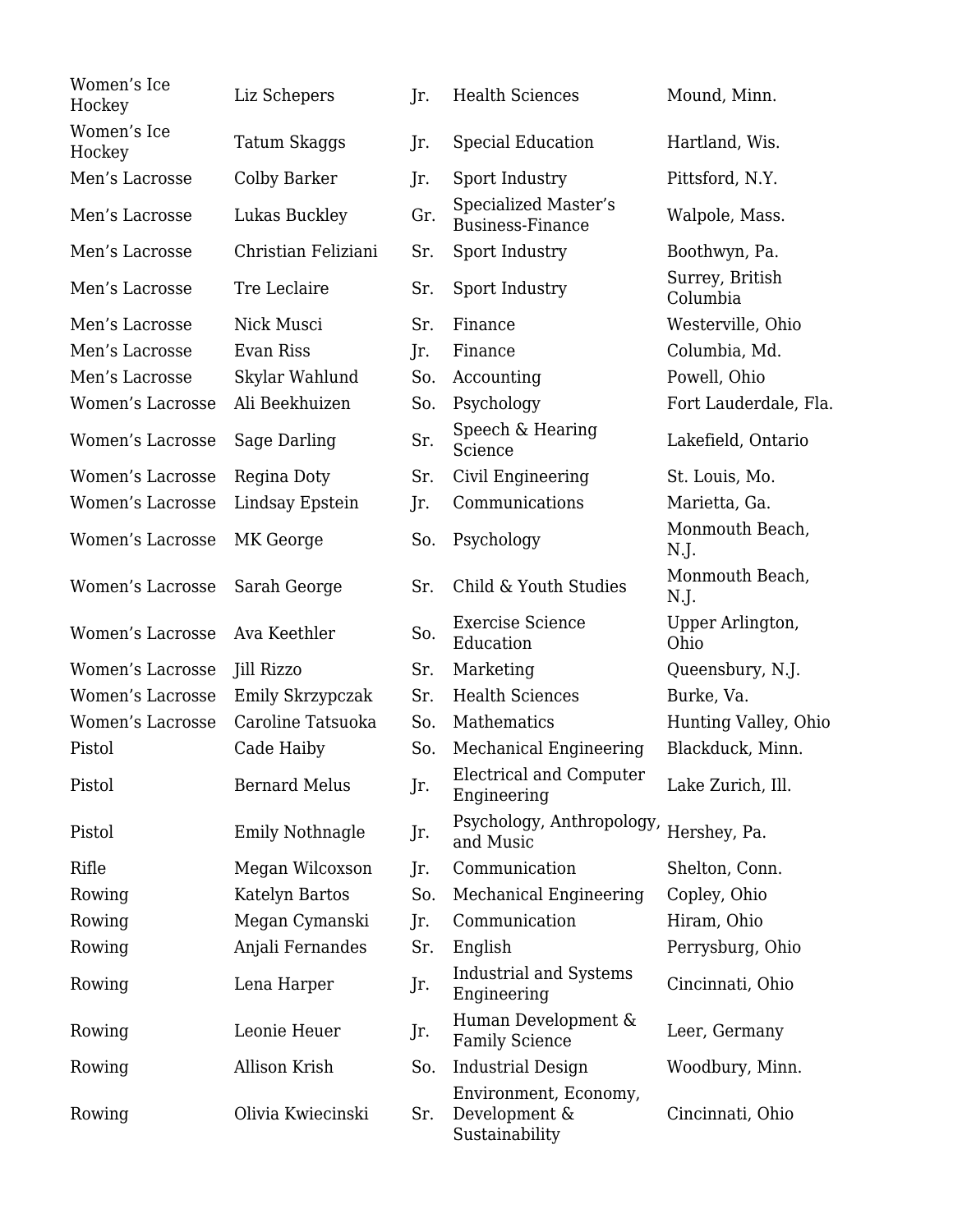| | | | | |
|---|---|---|---|---|
| Women's Ice Hockey | Liz Schepers | Jr. | Health Sciences | Mound, Minn. |
| Women's Ice Hockey | Tatum Skaggs | Jr. | Special Education | Hartland, Wis. |
| Men's Lacrosse | Colby Barker | Jr. | Sport Industry | Pittsford, N.Y. |
| Men's Lacrosse | Lukas Buckley | Gr. | Specialized Master's Business-Finance | Walpole, Mass. |
| Men's Lacrosse | Christian Feliziani | Sr. | Sport Industry | Boothwyn, Pa. |
| Men's Lacrosse | Tre Leclaire | Sr. | Sport Industry | Surrey, British Columbia |
| Men's Lacrosse | Nick Musci | Sr. | Finance | Westerville, Ohio |
| Men's Lacrosse | Evan Riss | Jr. | Finance | Columbia, Md. |
| Men's Lacrosse | Skylar Wahlund | So. | Accounting | Powell, Ohio |
| Women's Lacrosse | Ali Beekhuizen | So. | Psychology | Fort Lauderdale, Fla. |
| Women's Lacrosse | Sage Darling | Sr. | Speech & Hearing Science | Lakefield, Ontario |
| Women's Lacrosse | Regina Doty | Sr. | Civil Engineering | St. Louis, Mo. |
| Women's Lacrosse | Lindsay Epstein | Jr. | Communications | Marietta, Ga. |
| Women's Lacrosse | MK George | So. | Psychology | Monmouth Beach, N.J. |
| Women's Lacrosse | Sarah George | Sr. | Child & Youth Studies | Monmouth Beach, N.J. |
| Women's Lacrosse | Ava Keethler | So. | Exercise Science Education | Upper Arlington, Ohio |
| Women's Lacrosse | Jill Rizzo | Sr. | Marketing | Queensbury, N.J. |
| Women's Lacrosse | Emily Skrzypczak | Sr. | Health Sciences | Burke, Va. |
| Women's Lacrosse | Caroline Tatsuoka | So. | Mathematics | Hunting Valley, Ohio |
| Pistol | Cade Haiby | So. | Mechanical Engineering | Blackduck, Minn. |
| Pistol | Bernard Melus | Jr. | Electrical and Computer Engineering | Lake Zurich, Ill. |
| Pistol | Emily Nothnagle | Jr. | Psychology, Anthropology, and Music | Hershey, Pa. |
| Rifle | Megan Wilcoxson | Jr. | Communication | Shelton, Conn. |
| Rowing | Katelyn Bartos | So. | Mechanical Engineering | Copley, Ohio |
| Rowing | Megan Cymanski | Jr. | Communication | Hiram, Ohio |
| Rowing | Anjali Fernandes | Sr. | English | Perrysburg, Ohio |
| Rowing | Lena Harper | Jr. | Industrial and Systems Engineering | Cincinnati, Ohio |
| Rowing | Leonie Heuer | Jr. | Human Development & Family Science | Leer, Germany |
| Rowing | Allison Krish | So. | Industrial Design | Woodbury, Minn. |
| Rowing | Olivia Kwiecinski | Sr. | Environment, Economy, Development & Sustainability | Cincinnati, Ohio |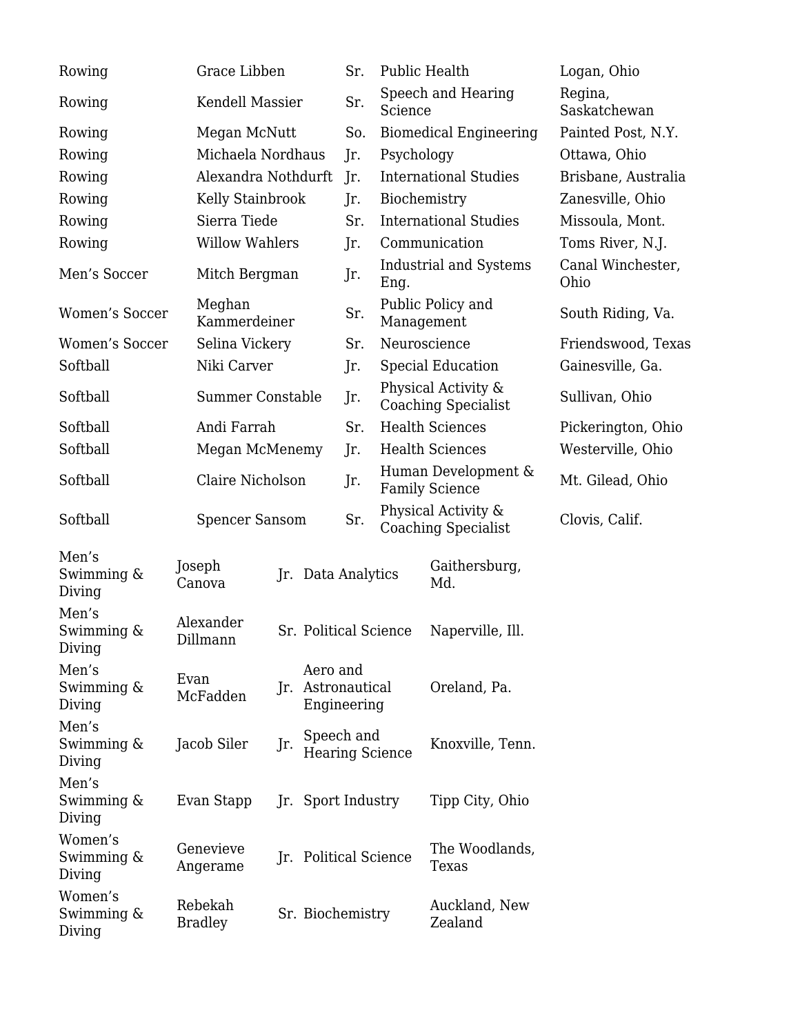| | | | | |
|---|---|---|---|---|
| Rowing | Grace Libben | Sr. | Public Health | Logan, Ohio |
| Rowing | Kendell Massier | Sr. | Speech and Hearing Science | Regina, Saskatchewan |
| Rowing | Megan McNutt | So. | Biomedical Engineering | Painted Post, N.Y. |
| Rowing | Michaela Nordhaus | Jr. | Psychology | Ottawa, Ohio |
| Rowing | Alexandra Nothdurft | Jr. | International Studies | Brisbane, Australia |
| Rowing | Kelly Stainbrook | Jr. | Biochemistry | Zanesville, Ohio |
| Rowing | Sierra Tiede | Sr. | International Studies | Missoula, Mont. |
| Rowing | Willow Wahlers | Jr. | Communication | Toms River, N.J. |
| Men’s Soccer | Mitch Bergman | Jr. | Industrial and Systems Eng. | Canal Winchester, Ohio |
| Women’s Soccer | Meghan Kammerdeiner | Sr. | Public Policy and Management | South Riding, Va. |
| Women’s Soccer | Selina Vickery | Sr. | Neuroscience | Friendswood, Texas |
| Softball | Niki Carver | Jr. | Special Education | Gainesville, Ga. |
| Softball | Summer Constable | Jr. | Physical Activity & Coaching Specialist | Sullivan, Ohio |
| Softball | Andi Farrah | Sr. | Health Sciences | Pickerington, Ohio |
| Softball | Megan McMenemy | Jr. | Health Sciences | Westerville, Ohio |
| Softball | Claire Nicholson | Jr. | Human Development & Family Science | Mt. Gilead, Ohio |
| Softball | Spencer Sansom | Sr. | Physical Activity & Coaching Specialist | Clovis, Calif. |

| | | | | |
|---|---|---|---|---|
| Men’s Swimming & Diving | Joseph Canova | Jr. | Data Analytics | Gaithersburg, Md. |
| Men’s Swimming & Diving | Alexander Dillmann | Sr. | Political Science | Naperville, Ill. |
| Men’s Swimming & Diving | Evan McFadden | Jr. | Aero and Astronautical Engineering | Oreland, Pa. |
| Men’s Swimming & Diving | Jacob Siler | Jr. | Speech and Hearing Science | Knoxville, Tenn. |
| Men’s Swimming & Diving | Evan Stapp | Jr. | Sport Industry | Tipp City, Ohio |
| Women’s Swimming & Diving | Genevieve Angerame | Jr. | Political Science | The Woodlands, Texas |
| Women’s Swimming & Diving | Rebekah Bradley | Sr. | Biochemistry | Auckland, New Zealand |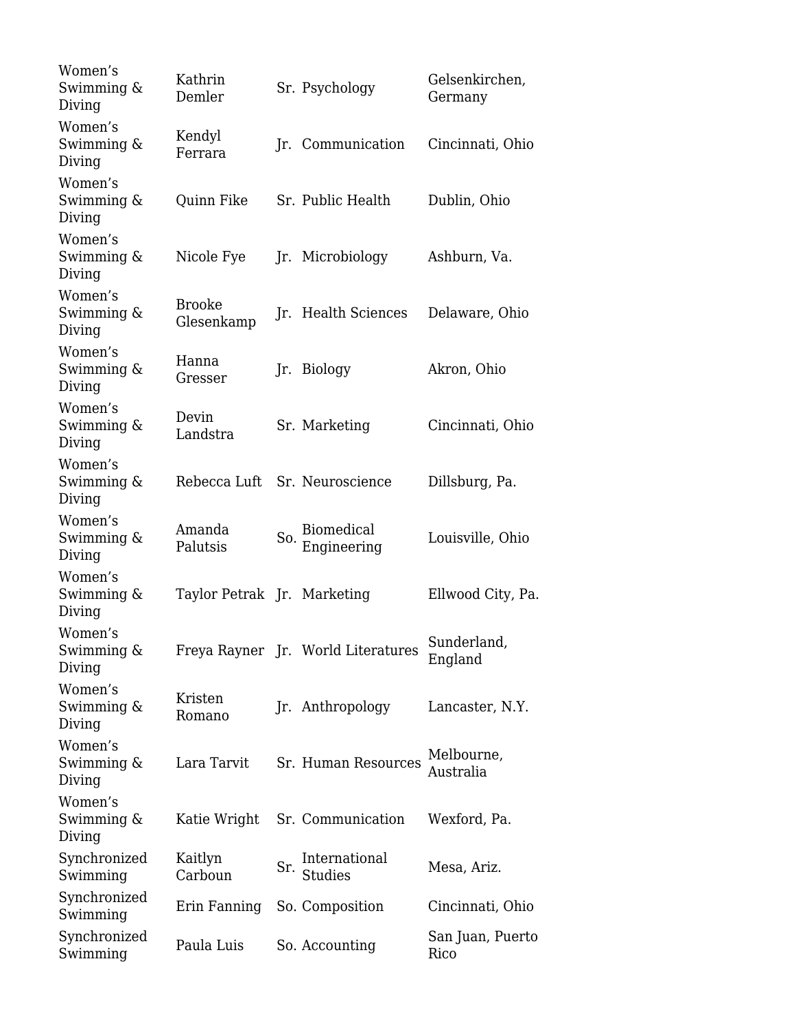| | | | | |
|---|---|---|---|---|
| Women’s Swimming & Diving | Kathrin Demler | Sr. | Psychology | Gelsenkirchen, Germany |
| Women’s Swimming & Diving | Kendyl Ferrara | Jr. | Communication | Cincinnati, Ohio |
| Women’s Swimming & Diving | Quinn Fike | Sr. | Public Health | Dublin, Ohio |
| Women’s Swimming & Diving | Nicole Fye | Jr. | Microbiology | Ashburn, Va. |
| Women’s Swimming & Diving | Brooke Glesenkamp | Jr. | Health Sciences | Delaware, Ohio |
| Women’s Swimming & Diving | Hanna Gresser | Jr. | Biology | Akron, Ohio |
| Women’s Swimming & Diving | Devin Landstra | Sr. | Marketing | Cincinnati, Ohio |
| Women’s Swimming & Diving | Rebecca Luft | Sr. | Neuroscience | Dillsburg, Pa. |
| Women’s Swimming & Diving | Amanda Palutsis | So. | Biomedical Engineering | Louisville, Ohio |
| Women’s Swimming & Diving | Taylor Petrak | Jr. | Marketing | Ellwood City, Pa. |
| Women’s Swimming & Diving | Freya Rayner | Jr. | World Literatures | Sunderland, England |
| Women’s Swimming & Diving | Kristen Romano | Jr. | Anthropology | Lancaster, N.Y. |
| Women’s Swimming & Diving | Lara Tarvit | Sr. | Human Resources | Melbourne, Australia |
| Women’s Swimming & Diving | Katie Wright | Sr. | Communication | Wexford, Pa. |
| Synchronized Swimming | Kaitlyn Carboun | Sr. | International Studies | Mesa, Ariz. |
| Synchronized Swimming | Erin Fanning | So. | Composition | Cincinnati, Ohio |
| Synchronized Swimming | Paula Luis | So. | Accounting | San Juan, Puerto Rico |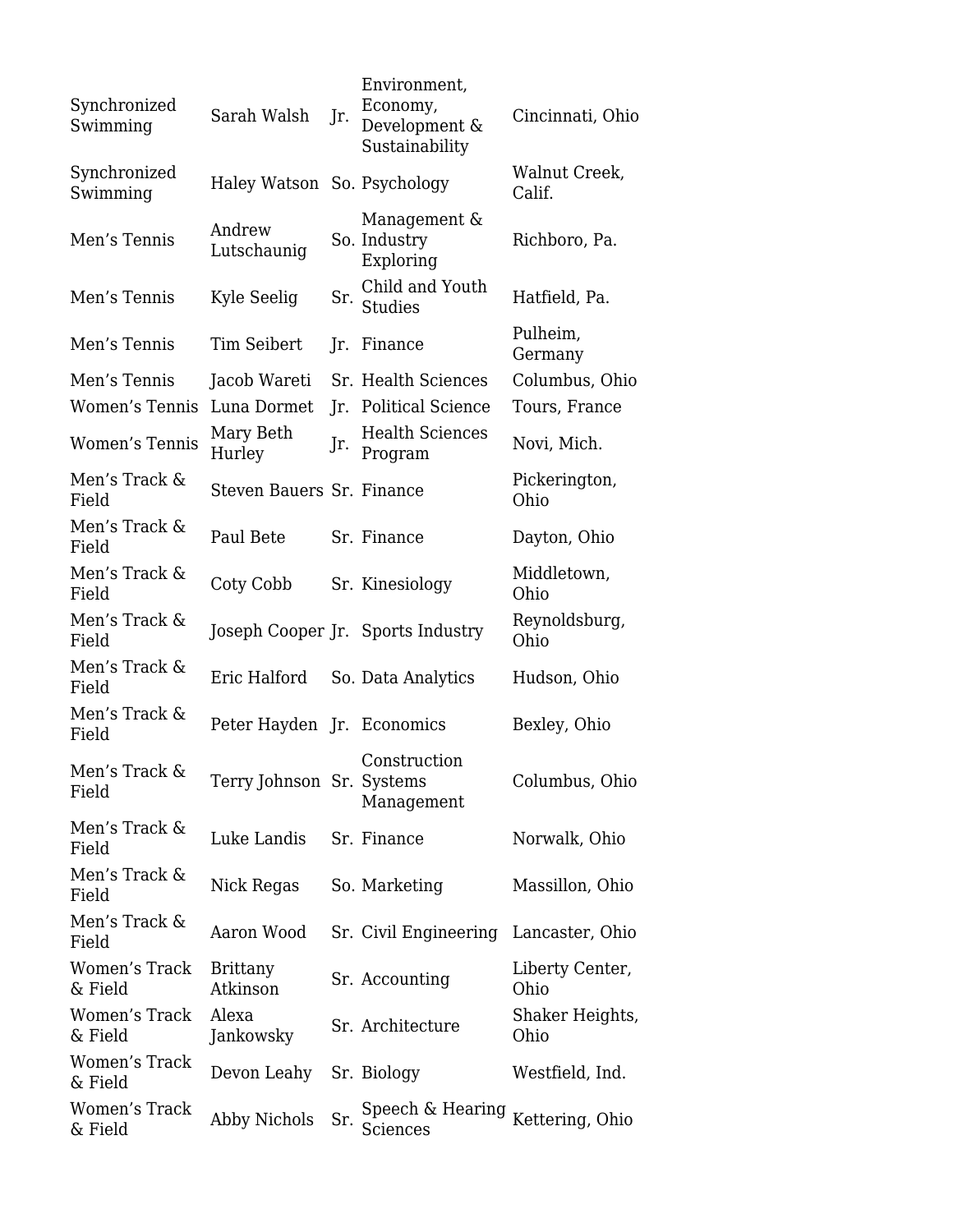| | | | | |
|---|---|---|---|---|
| Synchronized Swimming | Sarah Walsh | Jr. | Environment, Economy, Development & Sustainability | Cincinnati, Ohio |
| Synchronized Swimming | Haley Watson | So. | Psychology | Walnut Creek, Calif. |
| Men's Tennis | Andrew Lutschaunig | So. | Management & Industry Exploring | Richboro, Pa. |
| Men's Tennis | Kyle Seelig | Sr. | Child and Youth Studies | Hatfield, Pa. |
| Men's Tennis | Tim Seibert | Jr. | Finance | Pulheim, Germany |
| Men's Tennis | Jacob Wareti | Sr. | Health Sciences | Columbus, Ohio |
| Women's Tennis | Luna Dormet | Jr. | Political Science | Tours, France |
| Women's Tennis | Mary Beth Hurley | Jr. | Health Sciences Program | Novi, Mich. |
| Men's Track & Field | Steven Bauers | Sr. | Finance | Pickerington, Ohio |
| Men's Track & Field | Paul Bete | Sr. | Finance | Dayton, Ohio |
| Men's Track & Field | Coty Cobb | Sr. | Kinesiology | Middletown, Ohio |
| Men's Track & Field | Joseph Cooper | Jr. | Sports Industry | Reynoldsburg, Ohio |
| Men's Track & Field | Eric Halford | So. | Data Analytics | Hudson, Ohio |
| Men's Track & Field | Peter Hayden | Jr. | Economics | Bexley, Ohio |
| Men's Track & Field | Terry Johnson | Sr. | Construction Systems Management | Columbus, Ohio |
| Men's Track & Field | Luke Landis | Sr. | Finance | Norwalk, Ohio |
| Men's Track & Field | Nick Regas | So. | Marketing | Massillon, Ohio |
| Men's Track & Field | Aaron Wood | Sr. | Civil Engineering | Lancaster, Ohio |
| Women's Track & Field | Brittany Atkinson | Sr. | Accounting | Liberty Center, Ohio |
| Women's Track & Field | Alexa Jankowsky | Sr. | Architecture | Shaker Heights, Ohio |
| Women's Track & Field | Devon Leahy | Sr. | Biology | Westfield, Ind. |
| Women's Track & Field | Abby Nichols | Sr. | Speech & Hearing Sciences | Kettering, Ohio |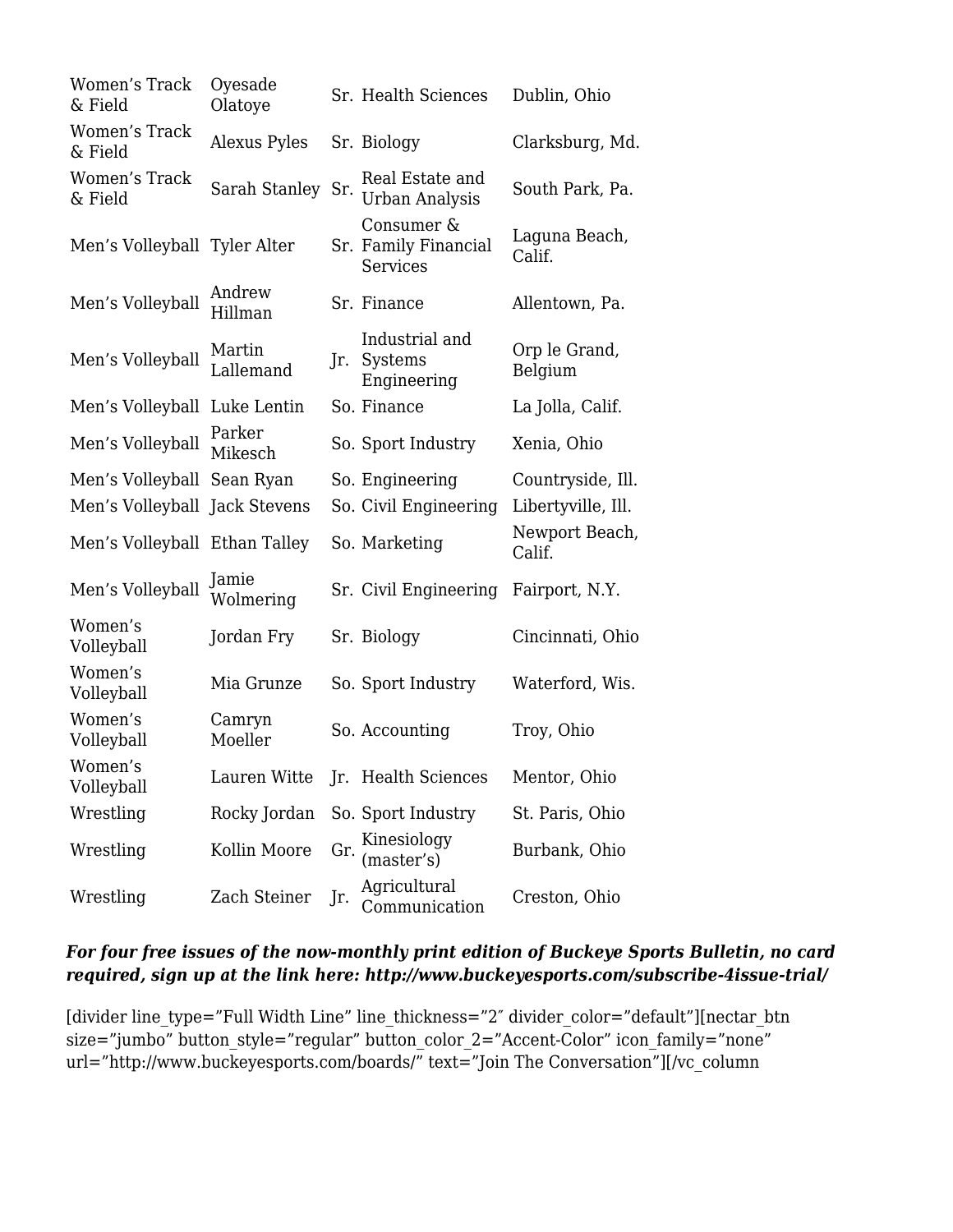| | | | | |
|---|---|---|---|---|
| Women’s Track & Field | Oyesade Olatoye | Sr. | Health Sciences | Dublin, Ohio |
| Women’s Track & Field | Alexus Pyles | Sr. | Biology | Clarksburg, Md. |
| Women’s Track & Field | Sarah Stanley | Sr. | Real Estate and Urban Analysis | South Park, Pa. |
| Men’s Volleyball | Tyler Alter | Sr. | Consumer & Family Financial Services | Laguna Beach, Calif. |
| Men’s Volleyball | Andrew Hillman | Sr. | Finance | Allentown, Pa. |
| Men’s Volleyball | Martin Lallemand | Jr. | Industrial and Systems Engineering | Orp le Grand, Belgium |
| Men’s Volleyball | Luke Lentin | So. | Finance | La Jolla, Calif. |
| Men’s Volleyball | Parker Mikesch | So. | Sport Industry | Xenia, Ohio |
| Men’s Volleyball | Sean Ryan | So. | Engineering | Countryside, Ill. |
| Men’s Volleyball | Jack Stevens | So. | Civil Engineering | Libertyville, Ill. |
| Men’s Volleyball | Ethan Talley | So. | Marketing | Newport Beach, Calif. |
| Men’s Volleyball | Jamie Wolmering | Sr. | Civil Engineering | Fairport, N.Y. |
| Women’s Volleyball | Jordan Fry | Sr. | Biology | Cincinnati, Ohio |
| Women’s Volleyball | Mia Grunze | So. | Sport Industry | Waterford, Wis. |
| Women’s Volleyball | Camryn Moeller | So. | Accounting | Troy, Ohio |
| Women’s Volleyball | Lauren Witte | Jr. | Health Sciences | Mentor, Ohio |
| Wrestling | Rocky Jordan | So. | Sport Industry | St. Paris, Ohio |
| Wrestling | Kollin Moore | Gr. | Kinesiology (master’s) | Burbank, Ohio |
| Wrestling | Zach Steiner | Jr. | Agricultural Communication | Creston, Ohio |

***For four free issues of the now-monthly print edition of Buckeye Sports Bulletin, no card required, sign up at the link here: http://www.buckeyesports.com/subscribe-4issue-trial/***

[divider line_type=”Full Width Line” line_thickness=”2″ divider_color=”default”][nectar_btn size=”jumbo” button_style=”regular” button_color_2=”Accent-Color” icon_family=”none” url=”http://www.buckeyesports.com/boards/” text=”Join The Conversation”][/vc_column